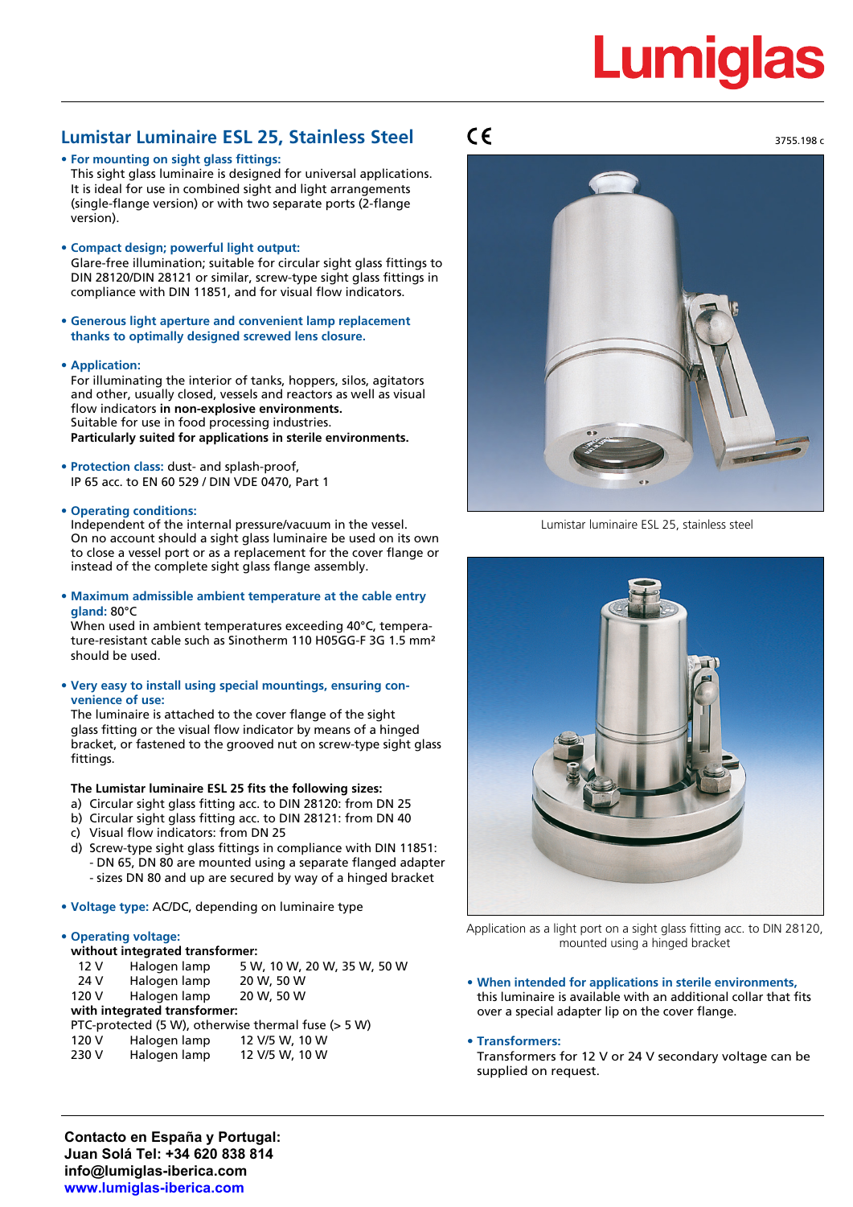# Lumiglas

## Lumistar Luminaire ESL 25, Stainless Steel

CE

3755.198 c

- **For mounting on sight glass fittings:**
  This sight glass luminaire is designed for universal applications. It is ideal for use in combined sight and light arrangements (single-flange version) or with two separate ports (2-flange version).

- **Compact design; powerful light output:**
  Glare-free illumination; suitable for circular sight glass fittings to DIN 28120/DIN 28121 or similar, screw-type sight glass fittings in compliance with DIN 11851, and for visual flow indicators.

- **Generous light aperture and convenient lamp replacement thanks to optimally designed screwed lens closure.**

- **Application:**
  For illuminating the interior of tanks, hoppers, silos, agitators and other, usually closed, vessels and reactors as well as visual flow indicators **in non-explosive environments.**
  Suitable for use in food processing industries.
  **Particularly suited for applications in sterile environments.**

- **Protection class:** dust- and splash-proof,
  IP 65 acc. to EN 60 529 / DIN VDE 0470, Part 1

- **Operating conditions:**
  Independent of the internal pressure/vacuum in the vessel.
  On no account should a sight glass luminaire be used on its own to close a vessel port or as a replacement for the cover flange or instead of the complete sight glass flange assembly.

- **Maximum admissible ambient temperature at the cable entry gland:** 80°C
  When used in ambient temperatures exceeding 40°C, temperature-resistant cable such as Sinotherm 110 H05GG-F 3G 1.5 mm² should be used.

- **Very easy to install using special mountings, ensuring convenience of use:**
  The luminaire is attached to the cover flange of the sight glass fitting or the visual flow indicator by means of a hinged bracket, or fastened to the grooved nut on screw-type sight glass fittings.

  **The Lumistar luminaire ESL 25 fits the following sizes:**
  a) Circular sight glass fitting acc. to DIN 28120: from DN 25
  b) Circular sight glass fitting acc. to DIN 28121: from DN 40
  c) Visual flow indicators: from DN 25
  d) Screw-type sight glass fittings in compliance with DIN 11851:
     - DN 65, DN 80 are mounted using a separate flanged adapter
     - sizes DN 80 and up are secured by way of a hinged bracket

- **Voltage type:** AC/DC, depending on luminaire type

- **Operating voltage:**
  **without integrated transformer:**

| | | |
|---|---|---|
| 12 V | Halogen lamp | 5 W, 10 W, 20 W, 35 W, 50 W |
| 24 V | Halogen lamp | 20 W, 50 W |
| 120 V | Halogen lamp | 20 W, 50 W |

  **with integrated transformer:**
  PTC-protected (5 W), otherwise thermal fuse (> 5 W)

| | | |
|---|---|---|
| 120 V | Halogen lamp | 12 V/5 W, 10 W |
| 230 V | Halogen lamp | 12 V/5 W, 10 W |

Lumistar luminaire ESL 25, stainless steel

Application as a light port on a sight glass fitting acc. to DIN 28120, mounted using a hinged bracket

- **When intended for applications in sterile environments,** this luminaire is available with an additional collar that fits over a special adapter lip on the cover flange.

- **Transformers:**
  Transformers for 12 V or 24 V secondary voltage can be supplied on request.

**Contacto en España y Portugal:**
**Juan Solá Tel: +34 620 838 814**
**info@lumiglas-iberica.com**
**www.lumiglas-iberica.com**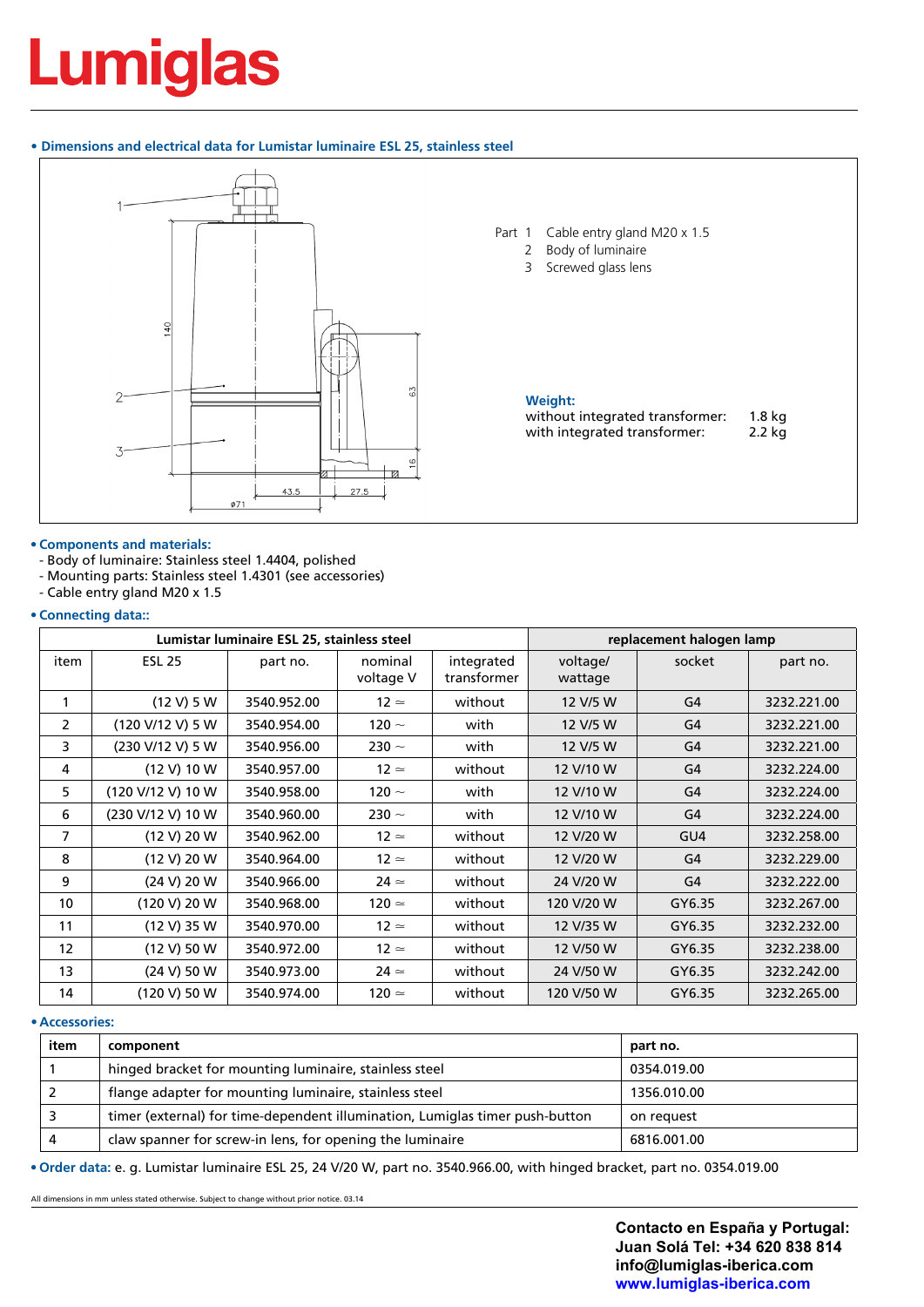# Lumiglas

**• Dimensions and electrical data for Lumistar luminaire ESL 25, stainless steel**

1
2
3
140
63
16
43.5
27.5
ø71

Part 1 Cable entry gland M20 x 1.5
2 Body of luminaire
3 Screwed glass lens

**Weight:**
without integrated transformer: 1.8 kg
with integrated transformer: 2.2 kg

**• Components and materials:**
- Body of luminaire: Stainless steel 1.4404, polished
- Mounting parts: Stainless steel 1.4301 (see accessories)
- Cable entry gland M20 x 1.5

**• Connecting data::**

| Lumistar luminaire ESL 25, stainless steel | | | | | replacement halogen lamp | | |
|---|---|---|---|---|---|---|---|
| item | ESL 25 | part no. | nominal voltage V | integrated transformer | voltage/ wattage | socket | part no. |
| 1 | (12 V) 5 W | 3540.952.00 | 12 ≃ | without | 12 V/5 W | G4 | 3232.221.00 |
| 2 | (120 V/12 V) 5 W | 3540.954.00 | 120 ~ | with | 12 V/5 W | G4 | 3232.221.00 |
| 3 | (230 V/12 V) 5 W | 3540.956.00 | 230 ~ | with | 12 V/5 W | G4 | 3232.221.00 |
| 4 | (12 V) 10 W | 3540.957.00 | 12 ≃ | without | 12 V/10 W | G4 | 3232.224.00 |
| 5 | (120 V/12 V) 10 W | 3540.958.00 | 120 ~ | with | 12 V/10 W | G4 | 3232.224.00 |
| 6 | (230 V/12 V) 10 W | 3540.960.00 | 230 ~ | with | 12 V/10 W | G4 | 3232.224.00 |
| 7 | (12 V) 20 W | 3540.962.00 | 12 ≃ | without | 12 V/20 W | GU4 | 3232.258.00 |
| 8 | (12 V) 20 W | 3540.964.00 | 12 ≃ | without | 12 V/20 W | G4 | 3232.229.00 |
| 9 | (24 V) 20 W | 3540.966.00 | 24 ≃ | without | 24 V/20 W | G4 | 3232.222.00 |
| 10 | (120 V) 20 W | 3540.968.00 | 120 ≃ | without | 120 V/20 W | GY6.35 | 3232.267.00 |
| 11 | (12 V) 35 W | 3540.970.00 | 12 ≃ | without | 12 V/35 W | GY6.35 | 3232.232.00 |
| 12 | (12 V) 50 W | 3540.972.00 | 12 ≃ | without | 12 V/50 W | GY6.35 | 3232.238.00 |
| 13 | (24 V) 50 W | 3540.973.00 | 24 ≃ | without | 24 V/50 W | GY6.35 | 3232.242.00 |
| 14 | (120 V) 50 W | 3540.974.00 | 120 ≃ | without | 120 V/50 W | GY6.35 | 3232.265.00 |

**• Accessories:**

| item | component | part no. |
|---|---|---|
| 1 | hinged bracket for mounting luminaire, stainless steel | 0354.019.00 |
| 2 | flange adapter for mounting luminaire, stainless steel | 1356.010.00 |
| 3 | timer (external) for time-dependent illumination, Lumiglas timer push-button | on request |
| 4 | claw spanner for screw-in lens, for opening the luminaire | 6816.001.00 |

**• Order data:** e. g. Lumistar luminaire ESL 25, 24 V/20 W, part no. 3540.966.00, with hinged bracket, part no. 0354.019.00

All dimensions in mm unless stated otherwise. Subject to change without prior notice. 03.14

**Contacto en España y Portugal:**
**Juan Solá Tel: +34 620 838 814**
**info@lumiglas-iberica.com**
**www.lumiglas-iberica.com**